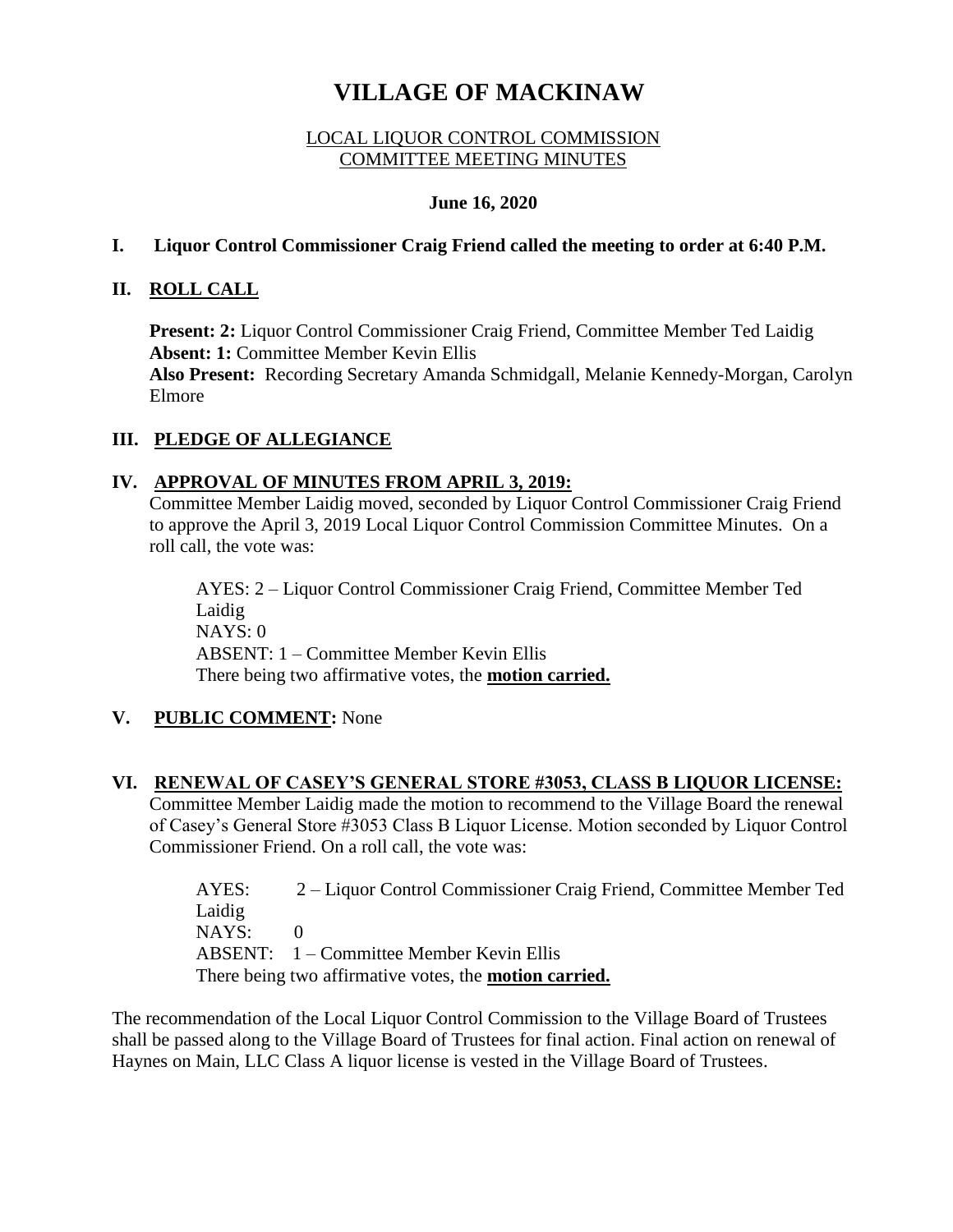# VILLAGE OF MACKINAW

LOCAL LIQUOR CONTROL COMMISSION
COMMITTEE MEETING MINUTES

**June 16, 2020**

## I. Liquor Control Commissioner Craig Friend called the meeting to order at 6:40 P.M.

## II. ROLL CALL

**Present: 2:** Liquor Control Commissioner Craig Friend, Committee Member Ted Laidig
**Absent: 1:** Committee Member Kevin Ellis
**Also Present:** Recording Secretary Amanda Schmidgall, Melanie Kennedy-Morgan, Carolyn Elmore

## III. PLEDGE OF ALLEGIANCE

## IV. APPROVAL OF MINUTES FROM APRIL 3, 2019:

Committee Member Laidig moved, seconded by Liquor Control Commissioner Craig Friend to approve the April 3, 2019 Local Liquor Control Commission Committee Minutes. On a roll call, the vote was:

AYES: 2 – Liquor Control Commissioner Craig Friend, Committee Member Ted Laidig
NAYS: 0
ABSENT: 1 – Committee Member Kevin Ellis
There being two affirmative votes, the **motion carried.**

## V. PUBLIC COMMENT: None

## VI. RENEWAL OF CASEY'S GENERAL STORE #3053, CLASS B LIQUOR LICENSE:

Committee Member Laidig made the motion to recommend to the Village Board the renewal of Casey's General Store #3053 Class B Liquor License. Motion seconded by Liquor Control Commissioner Friend. On a roll call, the vote was:

AYES: 2 – Liquor Control Commissioner Craig Friend, Committee Member Ted Laidig
NAYS: 0
ABSENT: 1 – Committee Member Kevin Ellis
There being two affirmative votes, the **motion carried.**

The recommendation of the Local Liquor Control Commission to the Village Board of Trustees shall be passed along to the Village Board of Trustees for final action. Final action on renewal of Haynes on Main, LLC Class A liquor license is vested in the Village Board of Trustees.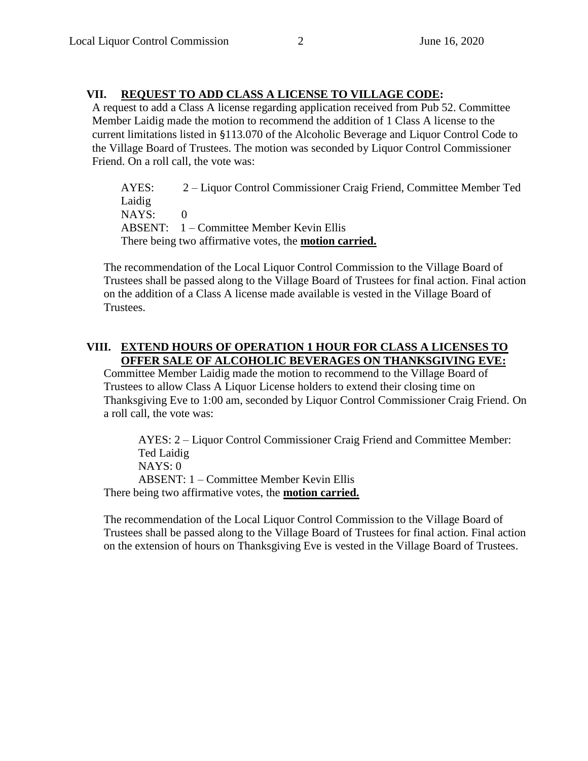## VII. REQUEST TO ADD CLASS A LICENSE TO VILLAGE CODE:

A request to add a Class A license regarding application received from Pub 52. Committee Member Laidig made the motion to recommend the addition of 1 Class A license to the current limitations listed in §113.070 of the Alcoholic Beverage and Liquor Control Code to the Village Board of Trustees. The motion was seconded by Liquor Control Commissioner Friend. On a roll call, the vote was:

AYES: 2 – Liquor Control Commissioner Craig Friend, Committee Member Ted Laidig
NAYS: 0
ABSENT: 1 – Committee Member Kevin Ellis
There being two affirmative votes, the **motion carried.**

The recommendation of the Local Liquor Control Commission to the Village Board of Trustees shall be passed along to the Village Board of Trustees for final action. Final action on the addition of a Class A license made available is vested in the Village Board of Trustees.

## VIII. EXTEND HOURS OF OPERATION 1 HOUR FOR CLASS A LICENSES TO OFFER SALE OF ALCOHOLIC BEVERAGES ON THANKSGIVING EVE:

Committee Member Laidig made the motion to recommend to the Village Board of Trustees to allow Class A Liquor License holders to extend their closing time on Thanksgiving Eve to 1:00 am, seconded by Liquor Control Commissioner Craig Friend. On a roll call, the vote was:

AYES: 2 – Liquor Control Commissioner Craig Friend and Committee Member: Ted Laidig
NAYS: 0
ABSENT: 1 – Committee Member Kevin Ellis
There being two affirmative votes, the **motion carried.**

The recommendation of the Local Liquor Control Commission to the Village Board of Trustees shall be passed along to the Village Board of Trustees for final action. Final action on the extension of hours on Thanksgiving Eve is vested in the Village Board of Trustees.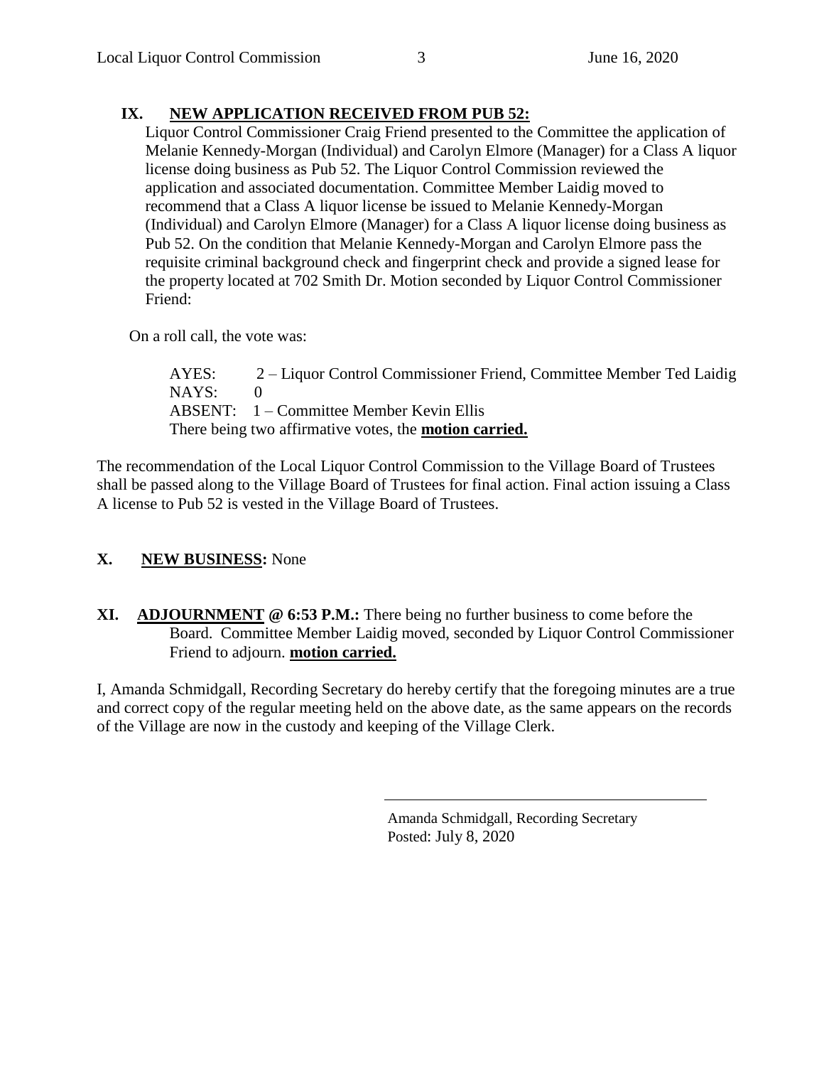## IX. NEW APPLICATION RECEIVED FROM PUB 52:

Liquor Control Commissioner Craig Friend presented to the Committee the application of Melanie Kennedy-Morgan (Individual) and Carolyn Elmore (Manager) for a Class A liquor license doing business as Pub 52. The Liquor Control Commission reviewed the application and associated documentation. Committee Member Laidig moved to recommend that a Class A liquor license be issued to Melanie Kennedy-Morgan (Individual) and Carolyn Elmore (Manager) for a Class A liquor license doing business as Pub 52. On the condition that Melanie Kennedy-Morgan and Carolyn Elmore pass the requisite criminal background check and fingerprint check and provide a signed lease for the property located at 702 Smith Dr. Motion seconded by Liquor Control Commissioner Friend:

On a roll call, the vote was:

AYES: 2 – Liquor Control Commissioner Friend, Committee Member Ted Laidig
NAYS: 0
ABSENT: 1 – Committee Member Kevin Ellis
There being two affirmative votes, the **motion carried.**

The recommendation of the Local Liquor Control Commission to the Village Board of Trustees shall be passed along to the Village Board of Trustees for final action. Final action issuing a Class A license to Pub 52 is vested in the Village Board of Trustees.

## X. NEW BUSINESS: None

## XI. ADJOURNMENT @ 6:53 P.M.:

There being no further business to come before the Board. Committee Member Laidig moved, seconded by Liquor Control Commissioner Friend to adjourn. **motion carried.**

I, Amanda Schmidgall, Recording Secretary do hereby certify that the foregoing minutes are a true and correct copy of the regular meeting held on the above date, as the same appears on the records of the Village are now in the custody and keeping of the Village Clerk.

Amanda Schmidgall, Recording Secretary
Posted: July 8, 2020